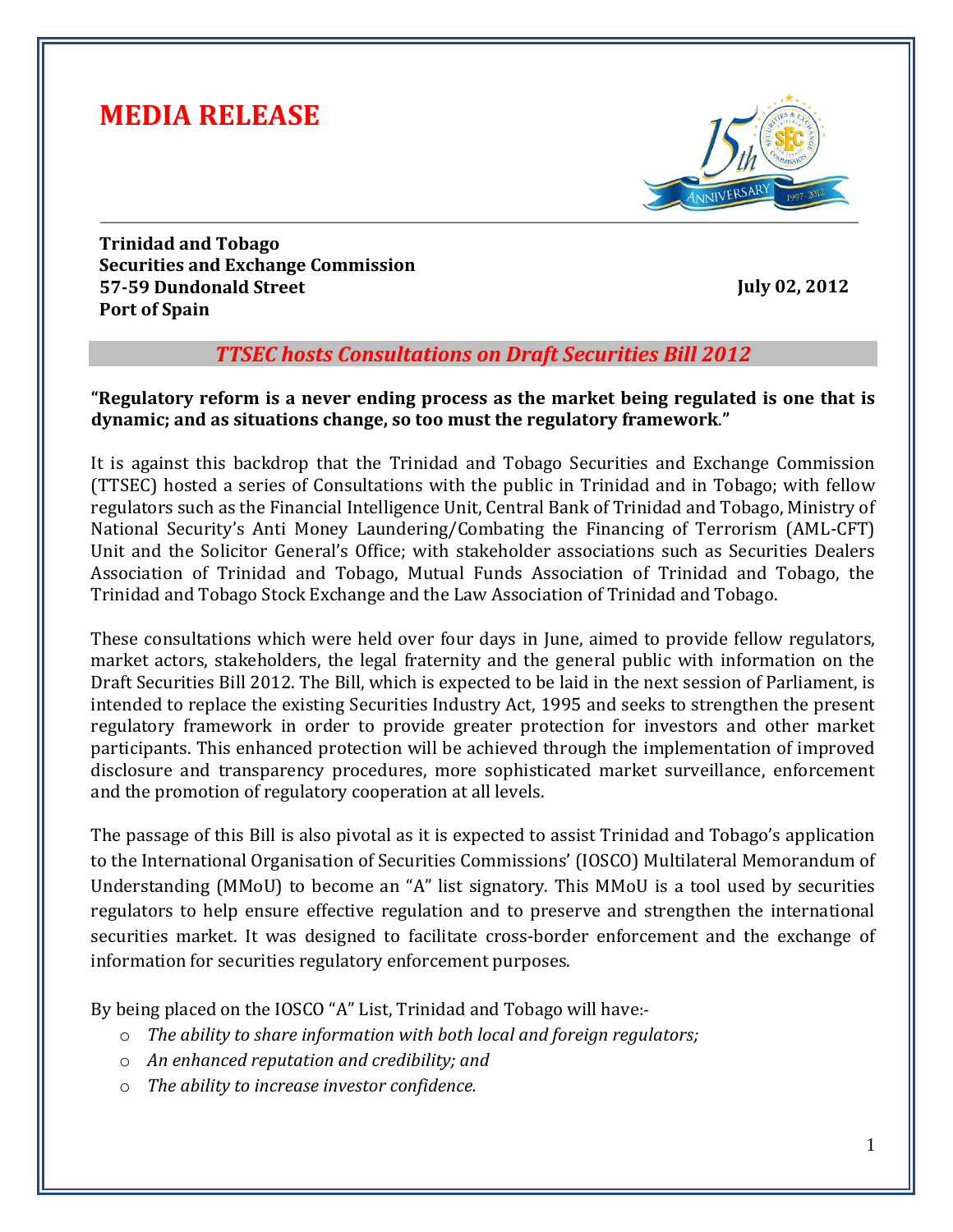# MEDIA RELEASE

**Trinidad and Tobago**
**Securities and Exchange Commission**
**57-59 Dundonald Street**
**Port of Spain**

**July 02, 2012**

## *TTSEC hosts Consultations on Draft Securities Bill 2012*

**"Regulatory reform is a never ending process as the market being regulated is one that is dynamic; and as situations change, so too must the regulatory framework."**

It is against this backdrop that the Trinidad and Tobago Securities and Exchange Commission (TTSEC) hosted a series of Consultations with the public in Trinidad and in Tobago; with fellow regulators such as the Financial Intelligence Unit, Central Bank of Trinidad and Tobago, Ministry of National Security's Anti Money Laundering/Combating the Financing of Terrorism (AML-CFT) Unit and the Solicitor General's Office; with stakeholder associations such as Securities Dealers Association of Trinidad and Tobago, Mutual Funds Association of Trinidad and Tobago, the Trinidad and Tobago Stock Exchange and the Law Association of Trinidad and Tobago.

These consultations which were held over four days in June, aimed to provide fellow regulators, market actors, stakeholders, the legal fraternity and the general public with information on the Draft Securities Bill 2012. The Bill, which is expected to be laid in the next session of Parliament, is intended to replace the existing Securities Industry Act, 1995 and seeks to strengthen the present regulatory framework in order to provide greater protection for investors and other market participants. This enhanced protection will be achieved through the implementation of improved disclosure and transparency procedures, more sophisticated market surveillance, enforcement and the promotion of regulatory cooperation at all levels.

The passage of this Bill is also pivotal as it is expected to assist Trinidad and Tobago's application to the International Organisation of Securities Commissions' (IOSCO) Multilateral Memorandum of Understanding (MMoU) to become an "A" list signatory. This MMoU is a tool used by securities regulators to help ensure effective regulation and to preserve and strengthen the international securities market. It was designed to facilitate cross-border enforcement and the exchange of information for securities regulatory enforcement purposes.

By being placed on the IOSCO "A" List, Trinidad and Tobago will have:-

- *The ability to share information with both local and foreign regulators;*
- *An enhanced reputation and credibility; and*
- *The ability to increase investor confidence.*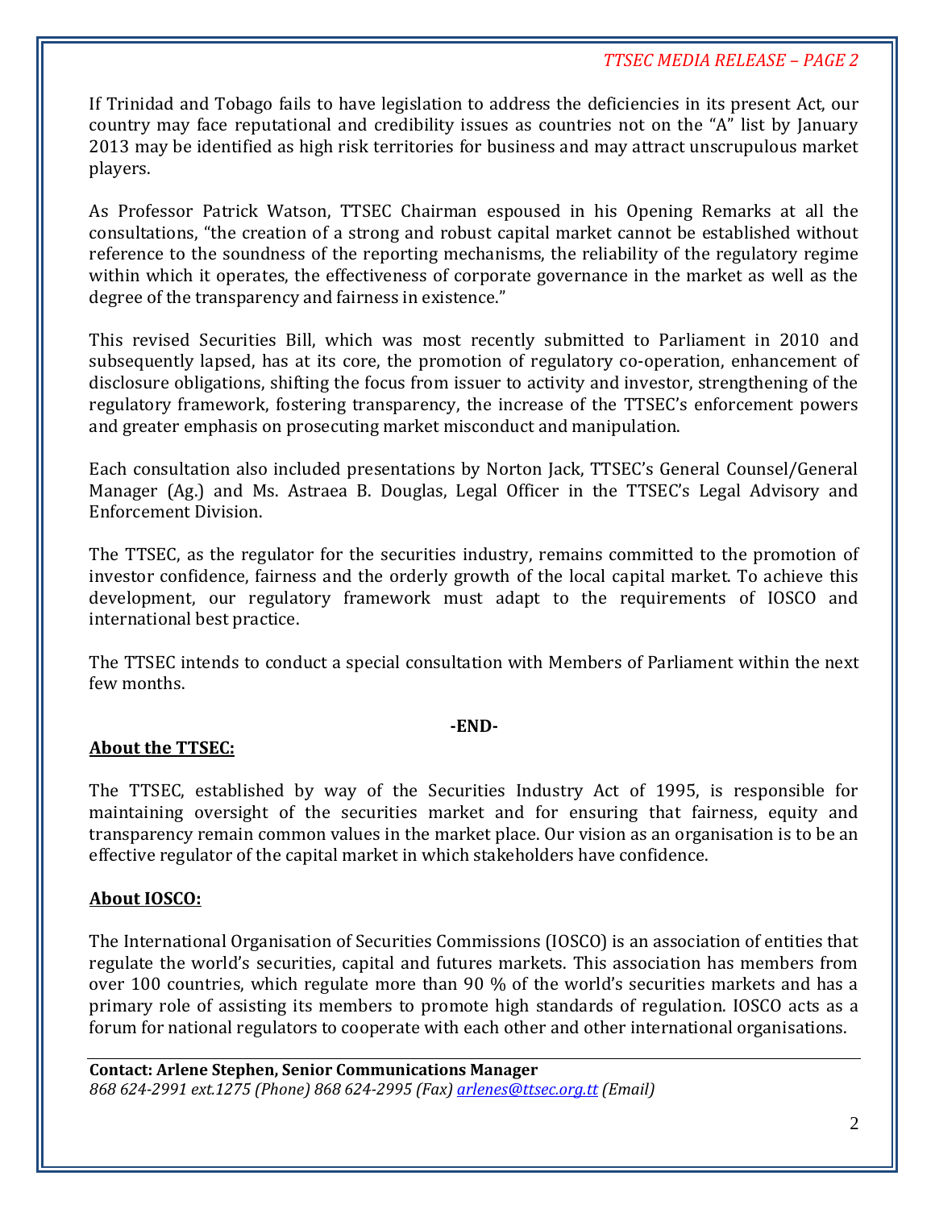If Trinidad and Tobago fails to have legislation to address the deficiencies in its present Act, our country may face reputational and credibility issues as countries not on the "A" list by January 2013 may be identified as high risk territories for business and may attract unscrupulous market players.

As Professor Patrick Watson, TTSEC Chairman espoused in his Opening Remarks at all the consultations, "the creation of a strong and robust capital market cannot be established without reference to the soundness of the reporting mechanisms, the reliability of the regulatory regime within which it operates, the effectiveness of corporate governance in the market as well as the degree of the transparency and fairness in existence."

This revised Securities Bill, which was most recently submitted to Parliament in 2010 and subsequently lapsed, has at its core, the promotion of regulatory co-operation, enhancement of disclosure obligations, shifting the focus from issuer to activity and investor, strengthening of the regulatory framework, fostering transparency, the increase of the TTSEC's enforcement powers and greater emphasis on prosecuting market misconduct and manipulation.

Each consultation also included presentations by Norton Jack, TTSEC's General Counsel/General Manager (Ag.) and Ms. Astraea B. Douglas, Legal Officer in the TTSEC's Legal Advisory and Enforcement Division.

The TTSEC, as the regulator for the securities industry, remains committed to the promotion of investor confidence, fairness and the orderly growth of the local capital market. To achieve this development, our regulatory framework must adapt to the requirements of IOSCO and international best practice.

The TTSEC intends to conduct a special consultation with Members of Parliament within the next few months.

**-END-**

**About the TTSEC:**

The TTSEC, established by way of the Securities Industry Act of 1995, is responsible for maintaining oversight of the securities market and for ensuring that fairness, equity and transparency remain common values in the market place. Our vision as an organisation is to be an effective regulator of the capital market in which stakeholders have confidence.

**About IOSCO:**

The International Organisation of Securities Commissions (IOSCO) is an association of entities that regulate the world's securities, capital and futures markets. This association has members from over 100 countries, which regulate more than 90 % of the world's securities markets and has a primary role of assisting its members to promote high standards of regulation. IOSCO acts as a forum for national regulators to cooperate with each other and other international organisations.

**Contact: Arlene Stephen, Senior Communications Manager**
*868 624-2991 ext.1275 (Phone) 868 624-2995 (Fax) arlenes@ttsec.org.tt (Email)*